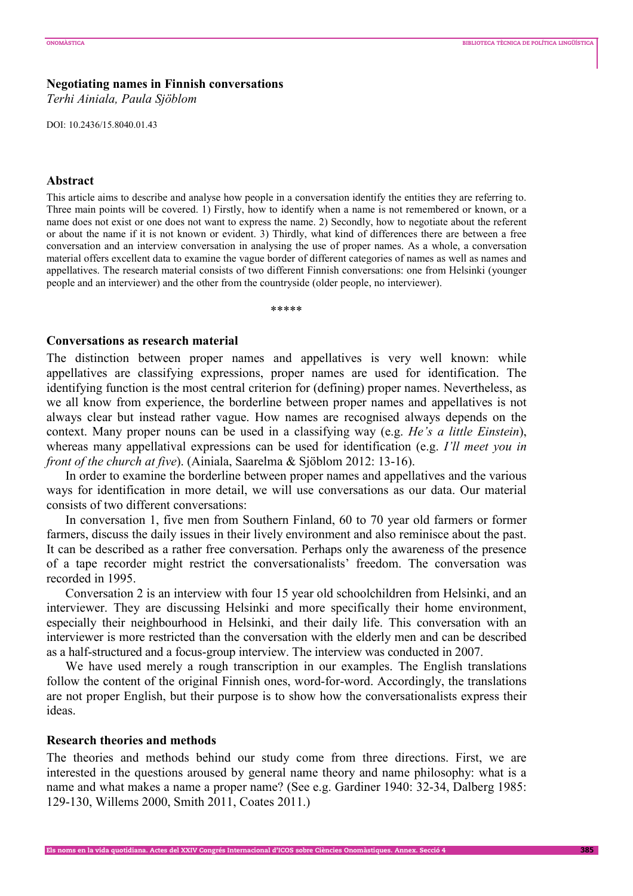## Negotiating names in Finnish conversations

*Terhi Ainiala, Paula Sjöblom*

DOI: 10.2436/15.8040.01.43

### Abstract

This article aims to describe and analyse how people in a conversation identify the entities they are referring to. Three main points will be covered. 1) Firstly, how to identify when a name is not remembered or known, or a name does not exist or one does not want to express the name. 2) Secondly, how to negotiate about the referent or about the name if it is not known or evident. 3) Thirdly, what kind of differences there are between a free conversation and an interview conversation in analysing the use of proper names. As a whole, a conversation material offers excellent data to examine the vague border of different categories of names as well as names and appellatives. The research material consists of two different Finnish conversations: one from Helsinki (younger people and an interviewer) and the other from the countryside (older people, no interviewer).

*****

### Conversations as research material

The distinction between proper names and appellatives is very well known: while appellatives are classifying expressions, proper names are used for identification. The identifying function is the most central criterion for (defining) proper names. Nevertheless, as we all know from experience, the borderline between proper names and appellatives is not always clear but instead rather vague. How names are recognised always depends on the context. Many proper nouns can be used in a classifying way (e.g. *He's a little Einstein*), whereas many appellatival expressions can be used for identification (e.g. *I'll meet you in front of the church at five*). (Ainiala, Saarelma & Sjöblom 2012: 13-16).

In order to examine the borderline between proper names and appellatives and the various ways for identification in more detail, we will use conversations as our data. Our material consists of two different conversations:

In conversation 1, five men from Southern Finland, 60 to 70 year old farmers or former farmers, discuss the daily issues in their lively environment and also reminisce about the past. It can be described as a rather free conversation. Perhaps only the awareness of the presence of a tape recorder might restrict the conversationalists' freedom. The conversation was recorded in 1995.

Conversation 2 is an interview with four 15 year old schoolchildren from Helsinki, and an interviewer. They are discussing Helsinki and more specifically their home environment, especially their neighbourhood in Helsinki, and their daily life. This conversation with an interviewer is more restricted than the conversation with the elderly men and can be described as a half-structured and a focus-group interview. The interview was conducted in 2007.

We have used merely a rough transcription in our examples. The English translations follow the content of the original Finnish ones, word-for-word. Accordingly, the translations are not proper English, but their purpose is to show how the conversationalists express their ideas.

### Research theories and methods

The theories and methods behind our study come from three directions. First, we are interested in the questions aroused by general name theory and name philosophy: what is a name and what makes a name a proper name? (See e.g. Gardiner 1940: 32-34, Dalberg 1985: 129-130, Willems 2000, Smith 2011, Coates 2011.)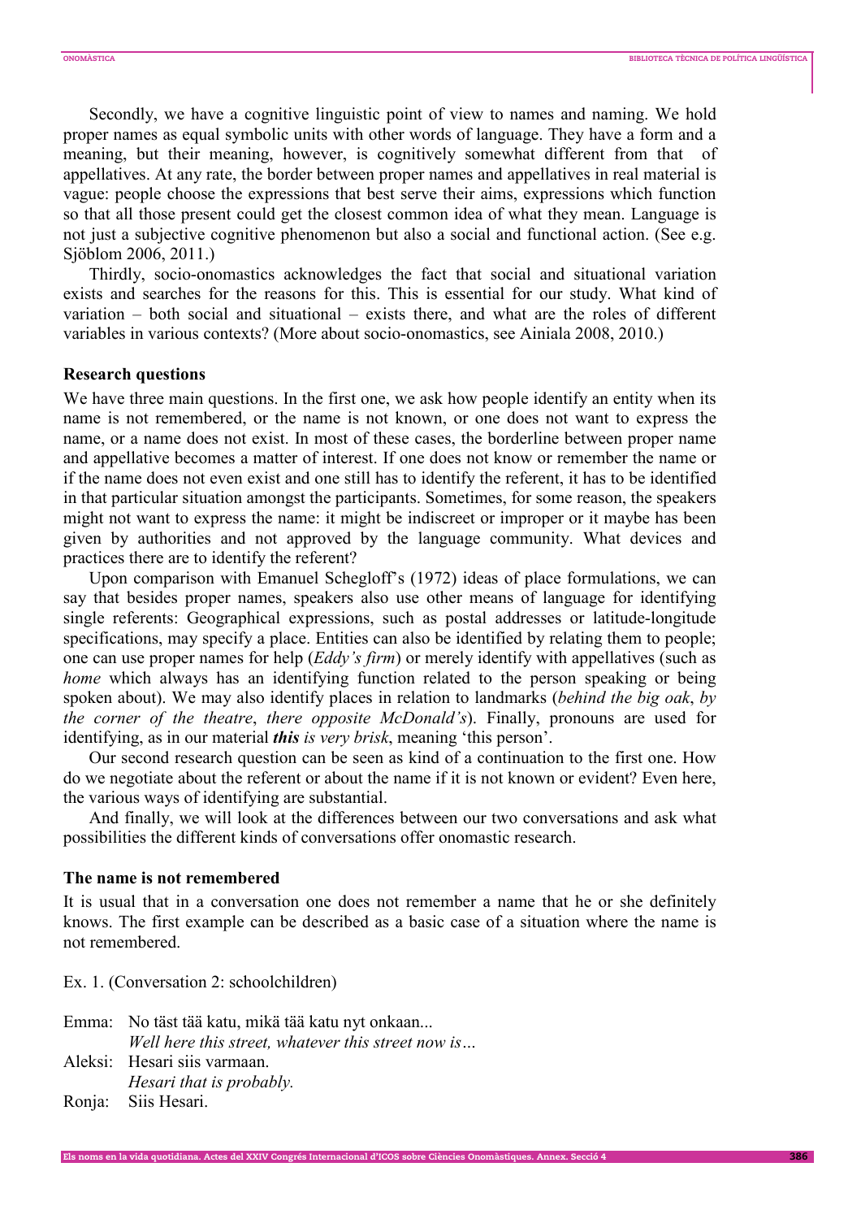Secondly, we have a cognitive linguistic point of view to names and naming. We hold proper names as equal symbolic units with other words of language. They have a form and a meaning, but their meaning, however, is cognitively somewhat different from that of appellatives. At any rate, the border between proper names and appellatives in real material is vague: people choose the expressions that best serve their aims, expressions which function so that all those present could get the closest common idea of what they mean. Language is not just a subjective cognitive phenomenon but also a social and functional action. (See e.g. Sjöblom 2006, 2011.)

Thirdly, socio-onomastics acknowledges the fact that social and situational variation exists and searches for the reasons for this. This is essential for our study. What kind of variation – both social and situational – exists there, and what are the roles of different variables in various contexts? (More about socio-onomastics, see Ainiala 2008, 2010.)

## Research questions

We have three main questions. In the first one, we ask how people identify an entity when its name is not remembered, or the name is not known, or one does not want to express the name, or a name does not exist. In most of these cases, the borderline between proper name and appellative becomes a matter of interest. If one does not know or remember the name or if the name does not even exist and one still has to identify the referent, it has to be identified in that particular situation amongst the participants. Sometimes, for some reason, the speakers might not want to express the name: it might be indiscreet or improper or it maybe has been given by authorities and not approved by the language community. What devices and practices there are to identify the referent?

Upon comparison with Emanuel Schegloff's (1972) ideas of place formulations, we can say that besides proper names, speakers also use other means of language for identifying single referents: Geographical expressions, such as postal addresses or latitude-longitude specifications, may specify a place. Entities can also be identified by relating them to people; one can use proper names for help (*Eddy's firm*) or merely identify with appellatives (such as *home* which always has an identifying function related to the person speaking or being spoken about). We may also identify places in relation to landmarks (*behind the big oak*, *by the corner of the theatre*, *there opposite McDonald's*). Finally, pronouns are used for identifying, as in our material ***this*** *is very brisk*, meaning 'this person'.

Our second research question can be seen as kind of a continuation to the first one. How do we negotiate about the referent or about the name if it is not known or evident? Even here, the various ways of identifying are substantial.

And finally, we will look at the differences between our two conversations and ask what possibilities the different kinds of conversations offer onomastic research.

## The name is not remembered

It is usual that in a conversation one does not remember a name that he or she definitely knows. The first example can be described as a basic case of a situation where the name is not remembered.

Ex. 1. (Conversation 2: schoolchildren)

Emma: No täst tää katu, mikä tää katu nyt onkaan...
*Well here this street, whatever this street now is…*
Aleksi: Hesari siis varmaan.
*Hesari that is probably.*
Ronja: Siis Hesari.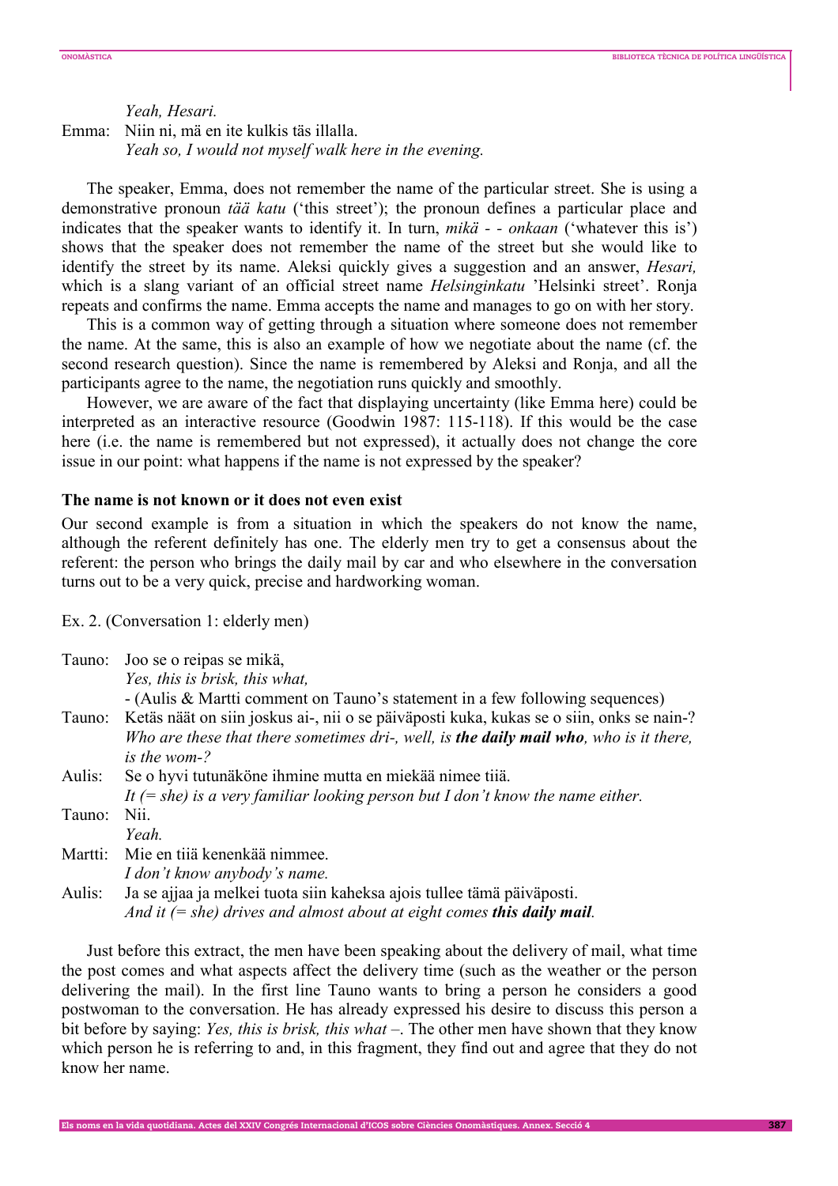*Yeah, Hesari.*

Emma: Niin ni, mä en ite kulkis täs illalla.
*Yeah so, I would not myself walk here in the evening.*

The speaker, Emma, does not remember the name of the particular street. She is using a demonstrative pronoun *tää katu* ('this street'); the pronoun defines a particular place and indicates that the speaker wants to identify it. In turn, *mikä - - onkaan* ('whatever this is') shows that the speaker does not remember the name of the street but she would like to identify the street by its name. Aleksi quickly gives a suggestion and an answer, *Hesari,* which is a slang variant of an official street name *Helsinginkatu* 'Helsinki street'. Ronja repeats and confirms the name. Emma accepts the name and manages to go on with her story.

This is a common way of getting through a situation where someone does not remember the name. At the same, this is also an example of how we negotiate about the name (cf. the second research question). Since the name is remembered by Aleksi and Ronja, and all the participants agree to the name, the negotiation runs quickly and smoothly.

However, we are aware of the fact that displaying uncertainty (like Emma here) could be interpreted as an interactive resource (Goodwin 1987: 115-118). If this would be the case here (i.e. the name is remembered but not expressed), it actually does not change the core issue in our point: what happens if the name is not expressed by the speaker?

### The name is not known or it does not even exist

Our second example is from a situation in which the speakers do not know the name, although the referent definitely has one. The elderly men try to get a consensus about the referent: the person who brings the daily mail by car and who elsewhere in the conversation turns out to be a very quick, precise and hardworking woman.

Ex. 2. (Conversation 1: elderly men)

Tauno: Joo se o reipas se mikä,
*Yes, this is brisk, this what,*
- (Aulis & Martti comment on Tauno's statement in a few following sequences)

Tauno: Ketäs näät on siin joskus ai-, nii o se päiväposti kuka, kukas se o siin, onks se nain-?
*Who are these that there sometimes dri-, well, is* ***the daily mail who****, who is it there, is the wom-?*

Aulis: Se o hyvi tutunäköne ihmine mutta en miekää nimee tiiä.
*It (= she) is a very familiar looking person but I don't know the name either.*

Tauno: Nii.
*Yeah.*

Martti: Mie en tiiä kenenkää nimmee.
*I don't know anybody's name.*

Aulis: Ja se ajjaa ja melkei tuota siin kaheksa ajois tullee tämä päiväposti.
*And it (= she) drives and almost about at eight comes* ***this daily mail****.*

Just before this extract, the men have been speaking about the delivery of mail, what time the post comes and what aspects affect the delivery time (such as the weather or the person delivering the mail). In the first line Tauno wants to bring a person he considers a good postwoman to the conversation. He has already expressed his desire to discuss this person a bit before by saying: *Yes, this is brisk, this what –*. The other men have shown that they know which person he is referring to and, in this fragment, they find out and agree that they do not know her name.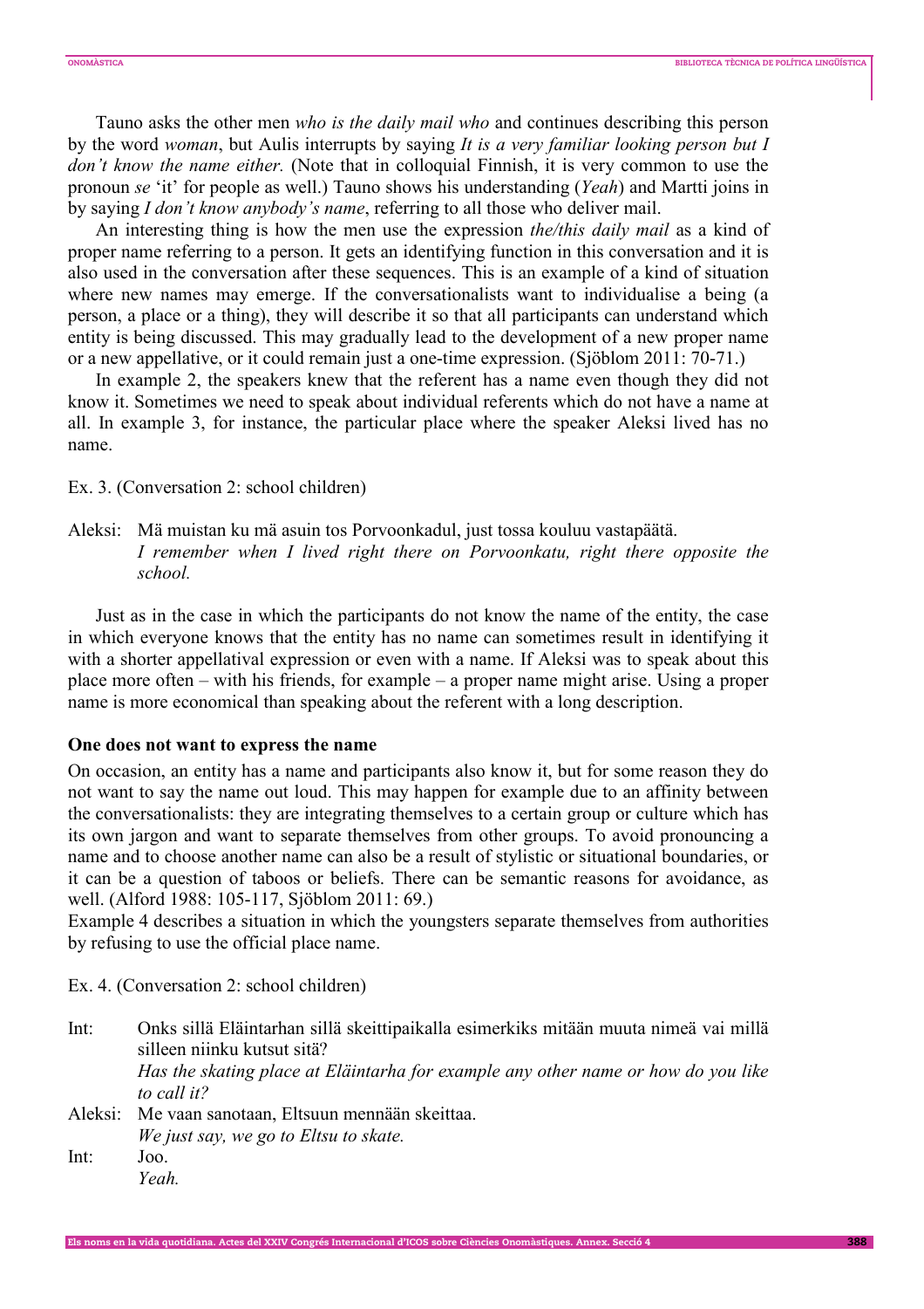Tauno asks the other men *who is the daily mail who* and continues describing this person by the word *woman*, but Aulis interrupts by saying *It is a very familiar looking person but I don't know the name either.* (Note that in colloquial Finnish, it is very common to use the pronoun *se* 'it' for people as well.) Tauno shows his understanding (*Yeah*) and Martti joins in by saying *I don't know anybody's name*, referring to all those who deliver mail.

An interesting thing is how the men use the expression *the/this daily mail* as a kind of proper name referring to a person. It gets an identifying function in this conversation and it is also used in the conversation after these sequences. This is an example of a kind of situation where new names may emerge. If the conversationalists want to individualise a being (a person, a place or a thing), they will describe it so that all participants can understand which entity is being discussed. This may gradually lead to the development of a new proper name or a new appellative, or it could remain just a one-time expression. (Sjöblom 2011: 70-71.)

In example 2, the speakers knew that the referent has a name even though they did not know it. Sometimes we need to speak about individual referents which do not have a name at all. In example 3, for instance, the particular place where the speaker Aleksi lived has no name.

Ex. 3. (Conversation 2: school children)

Aleksi: Mä muistan ku mä asuin tos Porvoonkadul, just tossa kouluu vastapäätä.
*I remember when I lived right there on Porvoonkatu, right there opposite the school.*

Just as in the case in which the participants do not know the name of the entity, the case in which everyone knows that the entity has no name can sometimes result in identifying it with a shorter appellatival expression or even with a name. If Aleksi was to speak about this place more often – with his friends, for example – a proper name might arise. Using a proper name is more economical than speaking about the referent with a long description.

**One does not want to express the name**

On occasion, an entity has a name and participants also know it, but for some reason they do not want to say the name out loud. This may happen for example due to an affinity between the conversationalists: they are integrating themselves to a certain group or culture which has its own jargon and want to separate themselves from other groups. To avoid pronouncing a name and to choose another name can also be a result of stylistic or situational boundaries, or it can be a question of taboos or beliefs. There can be semantic reasons for avoidance, as well. (Alford 1988: 105-117, Sjöblom 2011: 69.)

Example 4 describes a situation in which the youngsters separate themselves from authorities by refusing to use the official place name.

Ex. 4. (Conversation 2: school children)

Int: Onks sillä Eläintarhan sillä skeittipaikalla esimerkiks mitään muuta nimeä vai millä silleen niinku kutsut sitä?
*Has the skating place at Eläintarha for example any other name or how do you like to call it?*

Aleksi: Me vaan sanotaan, Eltsuun mennään skeittaa.
*We just say, we go to Eltsu to skate.*

Int: Joo.
*Yeah.*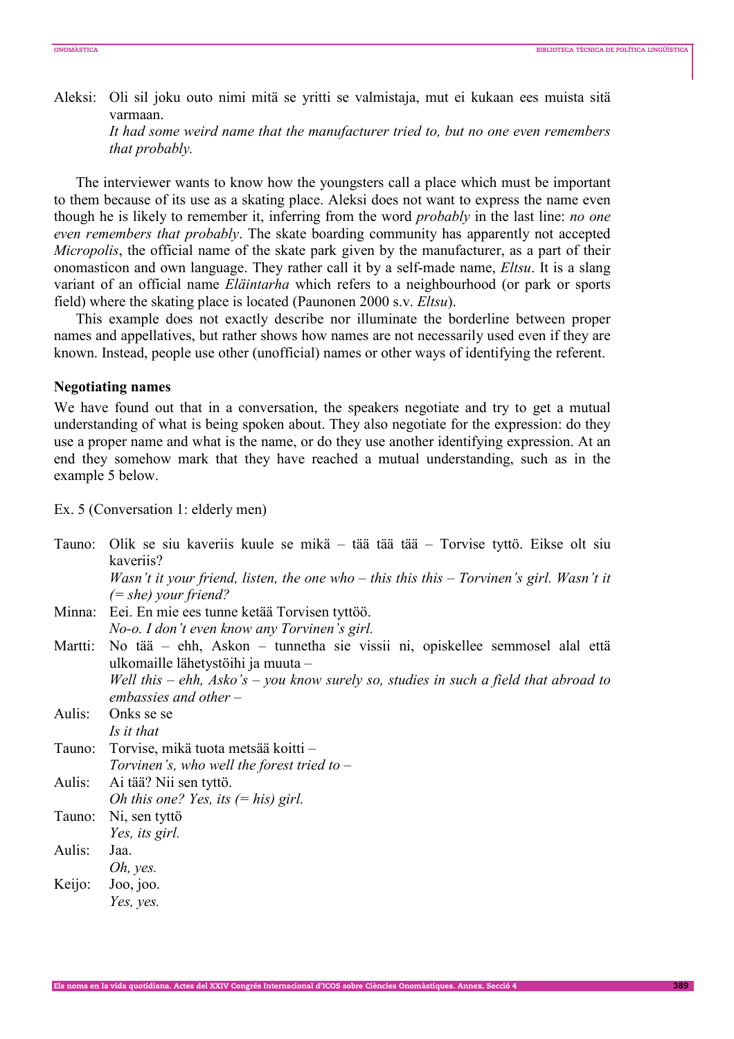Aleksi: Oli sil joku outo nimi mitä se yritti se valmistaja, mut ei kukaan ees muista sitä varmaan.
*It had some weird name that the manufacturer tried to, but no one even remembers that probably.*

The interviewer wants to know how the youngsters call a place which must be important to them because of its use as a skating place. Aleksi does not want to express the name even though he is likely to remember it, inferring from the word *probably* in the last line: *no one even remembers that probably*. The skate boarding community has apparently not accepted *Micropolis*, the official name of the skate park given by the manufacturer, as a part of their onomasticon and own language. They rather call it by a self-made name, *Eltsu*. It is a slang variant of an official name *Eläintarha* which refers to a neighbourhood (or park or sports field) where the skating place is located (Paunonen 2000 s.v. *Eltsu*).

This example does not exactly describe nor illuminate the borderline between proper names and appellatives, but rather shows how names are not necessarily used even if they are known. Instead, people use other (unofficial) names or other ways of identifying the referent.

### Negotiating names

We have found out that in a conversation, the speakers negotiate and try to get a mutual understanding of what is being spoken about. They also negotiate for the expression: do they use a proper name and what is the name, or do they use another identifying expression. At an end they somehow mark that they have reached a mutual understanding, such as in the example 5 below.

Ex. 5 (Conversation 1: elderly men)

Tauno: Olik se siu kaveriis kuule se mikä – tää tää tää – Torvise tyttö. Eikse olt siu kaveriis?
*Wasn't it your friend, listen, the one who – this this this – Torvinen's girl. Wasn't it (= she) your friend?*

Minna: Eei. En mie ees tunne ketää Torvisen tyttöö.
*No-o. I don't even know any Torvinen's girl.*

Martti: No tää – ehh, Askon – tunnetha sie vissii ni, opiskellee semmosel alal että ulkomaille lähetystöihi ja muuta –
*Well this – ehh, Asko's – you know surely so, studies in such a field that abroad to embassies and other –*

Aulis: Onks se se
*Is it that*

Tauno: Torvise, mikä tuota metsää koitti –
*Torvinen's, who well the forest tried to –*

Aulis: Ai tää? Nii sen tyttö.
*Oh this one? Yes, its (= his) girl.*

Tauno: Ni, sen tyttö
*Yes, its girl.*

Aulis: Jaa.
*Oh, yes.*

Keijo: Joo, joo.
*Yes, yes.*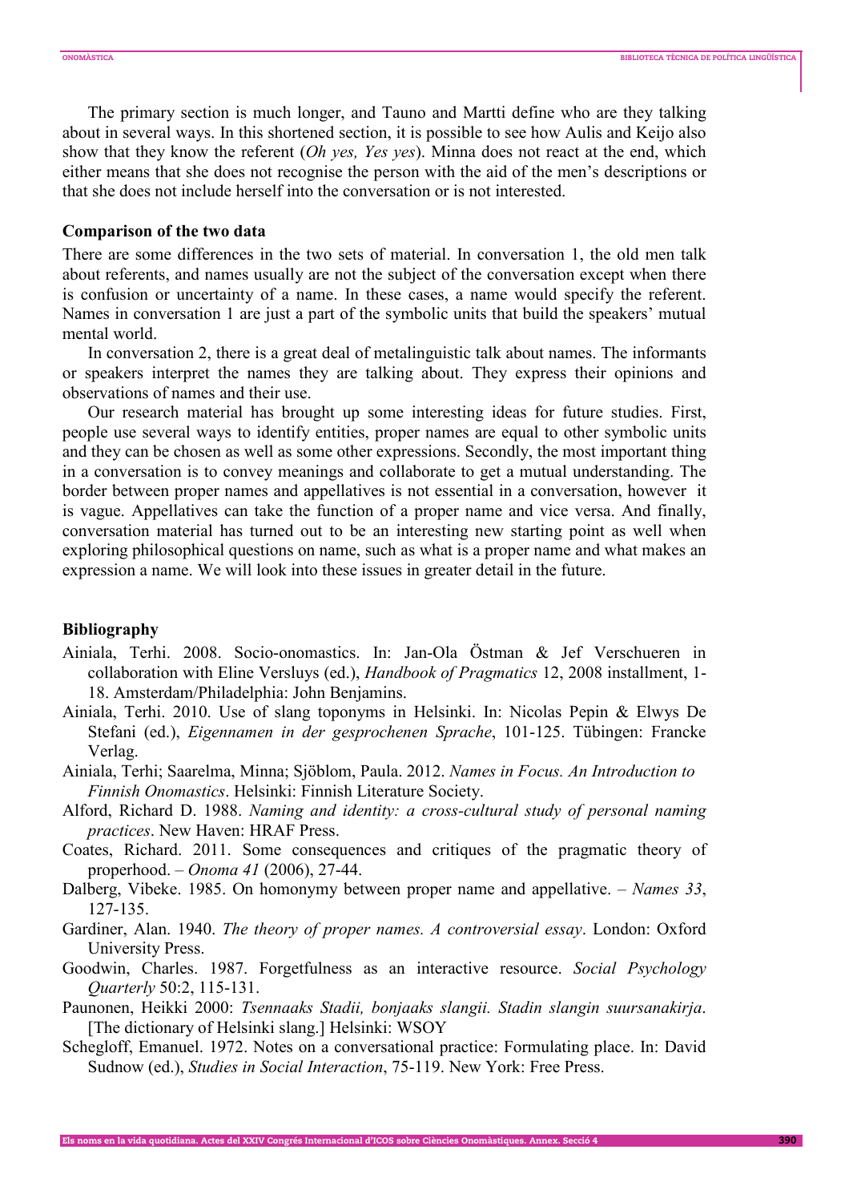The primary section is much longer, and Tauno and Martti define who are they talking about in several ways. In this shortened section, it is possible to see how Aulis and Keijo also show that they know the referent (*Oh yes, Yes yes*). Minna does not react at the end, which either means that she does not recognise the person with the aid of the men's descriptions or that she does not include herself into the conversation or is not interested.

### Comparison of the two data

There are some differences in the two sets of material. In conversation 1, the old men talk about referents, and names usually are not the subject of the conversation except when there is confusion or uncertainty of a name. In these cases, a name would specify the referent. Names in conversation 1 are just a part of the symbolic units that build the speakers' mutual mental world.

In conversation 2, there is a great deal of metalinguistic talk about names. The informants or speakers interpret the names they are talking about. They express their opinions and observations of names and their use.

Our research material has brought up some interesting ideas for future studies. First, people use several ways to identify entities, proper names are equal to other symbolic units and they can be chosen as well as some other expressions. Secondly, the most important thing in a conversation is to convey meanings and collaborate to get a mutual understanding. The border between proper names and appellatives is not essential in a conversation, however it is vague. Appellatives can take the function of a proper name and vice versa. And finally, conversation material has turned out to be an interesting new starting point as well when exploring philosophical questions on name, such as what is a proper name and what makes an expression a name. We will look into these issues in greater detail in the future.

### Bibliography

Ainiala, Terhi. 2008. Socio-onomastics. In: Jan-Ola Östman & Jef Verschueren in collaboration with Eline Versluys (ed.), *Handbook of Pragmatics* 12, 2008 installment, 1-18. Amsterdam/Philadelphia: John Benjamins.

Ainiala, Terhi. 2010. Use of slang toponyms in Helsinki. In: Nicolas Pepin & Elwys De Stefani (ed.), *Eigennamen in der gesprochenen Sprache*, 101-125. Tübingen: Francke Verlag.

Ainiala, Terhi; Saarelma, Minna; Sjöblom, Paula. 2012. *Names in Focus. An Introduction to Finnish Onomastics*. Helsinki: Finnish Literature Society.

Alford, Richard D. 1988. *Naming and identity: a cross-cultural study of personal naming practices*. New Haven: HRAF Press.

Coates, Richard. 2011. Some consequences and critiques of the pragmatic theory of properhood. – *Onoma 41* (2006), 27-44.

Dalberg, Vibeke. 1985. On homonymy between proper name and appellative. – *Names 33*, 127-135.

Gardiner, Alan. 1940. *The theory of proper names. A controversial essay*. London: Oxford University Press.

Goodwin, Charles. 1987. Forgetfulness as an interactive resource. *Social Psychology Quarterly* 50:2, 115-131.

Paunonen, Heikki 2000: *Tsennaaks Stadii, bonjaaks slangii. Stadin slangin suursanakirja*. [The dictionary of Helsinki slang.] Helsinki: WSOY

Schegloff, Emanuel. 1972. Notes on a conversational practice: Formulating place. In: David Sudnow (ed.), *Studies in Social Interaction*, 75-119. New York: Free Press.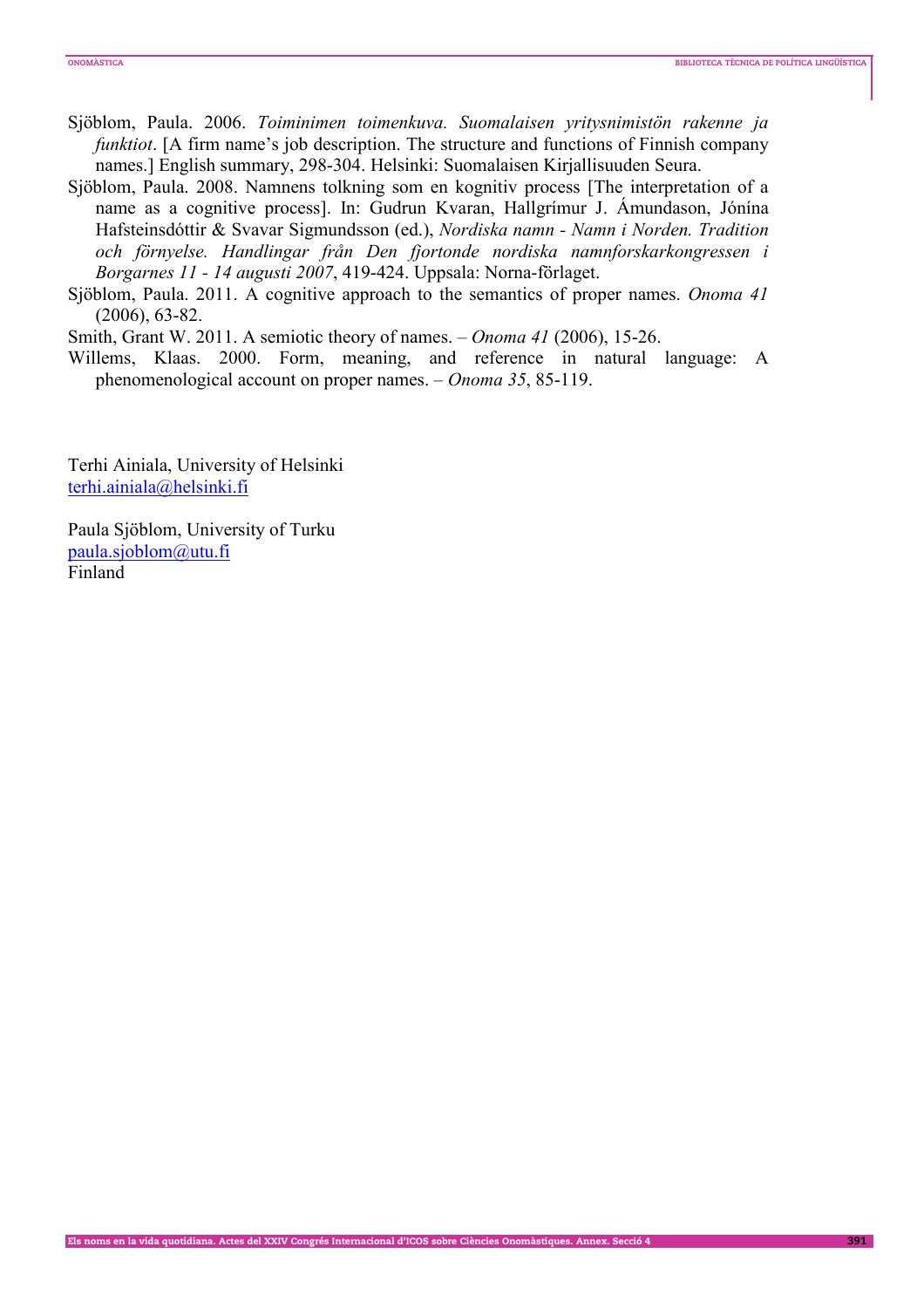Sjöblom, Paula. 2006. *Toiminimen toimenkuva. Suomalaisen yritysnimistön rakenne ja funktiot*. [A firm name's job description. The structure and functions of Finnish company names.] English summary, 298-304. Helsinki: Suomalaisen Kirjallisuuden Seura.

Sjöblom, Paula. 2008. Namnens tolkning som en kognitiv process [The interpretation of a name as a cognitive process]. In: Gudrun Kvaran, Hallgrímur J. Ámundason, Jónína Hafsteinsdóttir & Svavar Sigmundsson (ed.), *Nordiska namn - Namn i Norden. Tradition och förnyelse. Handlingar från Den fjortonde nordiska namnforskarkongressen i Borgarnes 11 - 14 augusti 2007*, 419-424. Uppsala: Norna-förlaget.

Sjöblom, Paula. 2011. A cognitive approach to the semantics of proper names. *Onoma 41* (2006), 63-82.

Smith, Grant W. 2011. A semiotic theory of names. – *Onoma 41* (2006), 15-26.

Willems, Klaas. 2000. Form, meaning, and reference in natural language: A phenomenological account on proper names. – *Onoma 35*, 85-119.

Terhi Ainiala, University of Helsinki
terhi.ainiala@helsinki.fi

Paula Sjöblom, University of Turku
paula.sjoblom@utu.fi
Finland